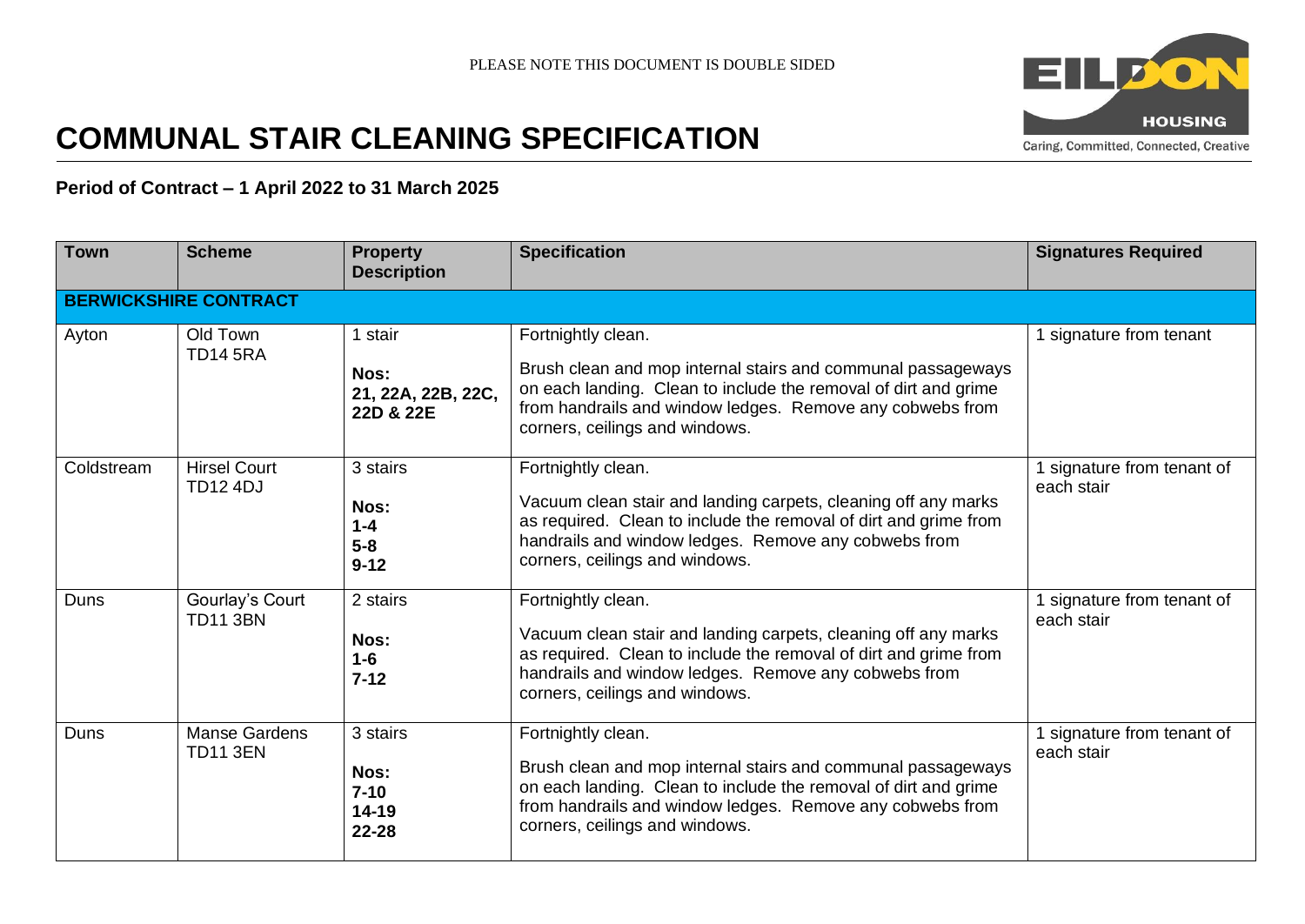PLEASE NOTE THIS DOCUMENT IS DOUBLE SIDED

# COMMUNAL STAIR CLEANING SPECIFICATION

**Period of Contract – 1 April 2022 to 31 March 2025**

| Town | Scheme | Property Description | Specification | Signatures Required |
|---|---|---|---|---|
| **BERWICKSHIRE CONTRACT** | | | | |
| Ayton | Old Town TD14 5RA | 1 stair<br><br>**Nos:**<br>**21, 22A, 22B, 22C, 22D & 22E** | Fortnightly clean.<br><br>Brush clean and mop internal stairs and communal passageways on each landing. Clean to include the removal of dirt and grime from handrails and window ledges. Remove any cobwebs from corners, ceilings and windows. | 1 signature from tenant |
| Coldstream | Hirsel Court TD12 4DJ | 3 stairs<br><br>**Nos:**<br>**1-4**<br>**5-8**<br>**9-12** | Fortnightly clean.<br><br>Vacuum clean stair and landing carpets, cleaning off any marks as required. Clean to include the removal of dirt and grime from handrails and window ledges. Remove any cobwebs from corners, ceilings and windows. | 1 signature from tenant of each stair |
| Duns | Gourlay's Court TD11 3BN | 2 stairs<br><br>**Nos:**<br>**1-6**<br>**7-12** | Fortnightly clean.<br><br>Vacuum clean stair and landing carpets, cleaning off any marks as required. Clean to include the removal of dirt and grime from handrails and window ledges. Remove any cobwebs from corners, ceilings and windows. | 1 signature from tenant of each stair |
| Duns | Manse Gardens TD11 3EN | 3 stairs<br><br>**Nos:**<br>**7-10**<br>**14-19**<br>**22-28** | Fortnightly clean.<br><br>Brush clean and mop internal stairs and communal passageways on each landing. Clean to include the removal of dirt and grime from handrails and window ledges. Remove any cobwebs from corners, ceilings and windows. | 1 signature from tenant of each stair |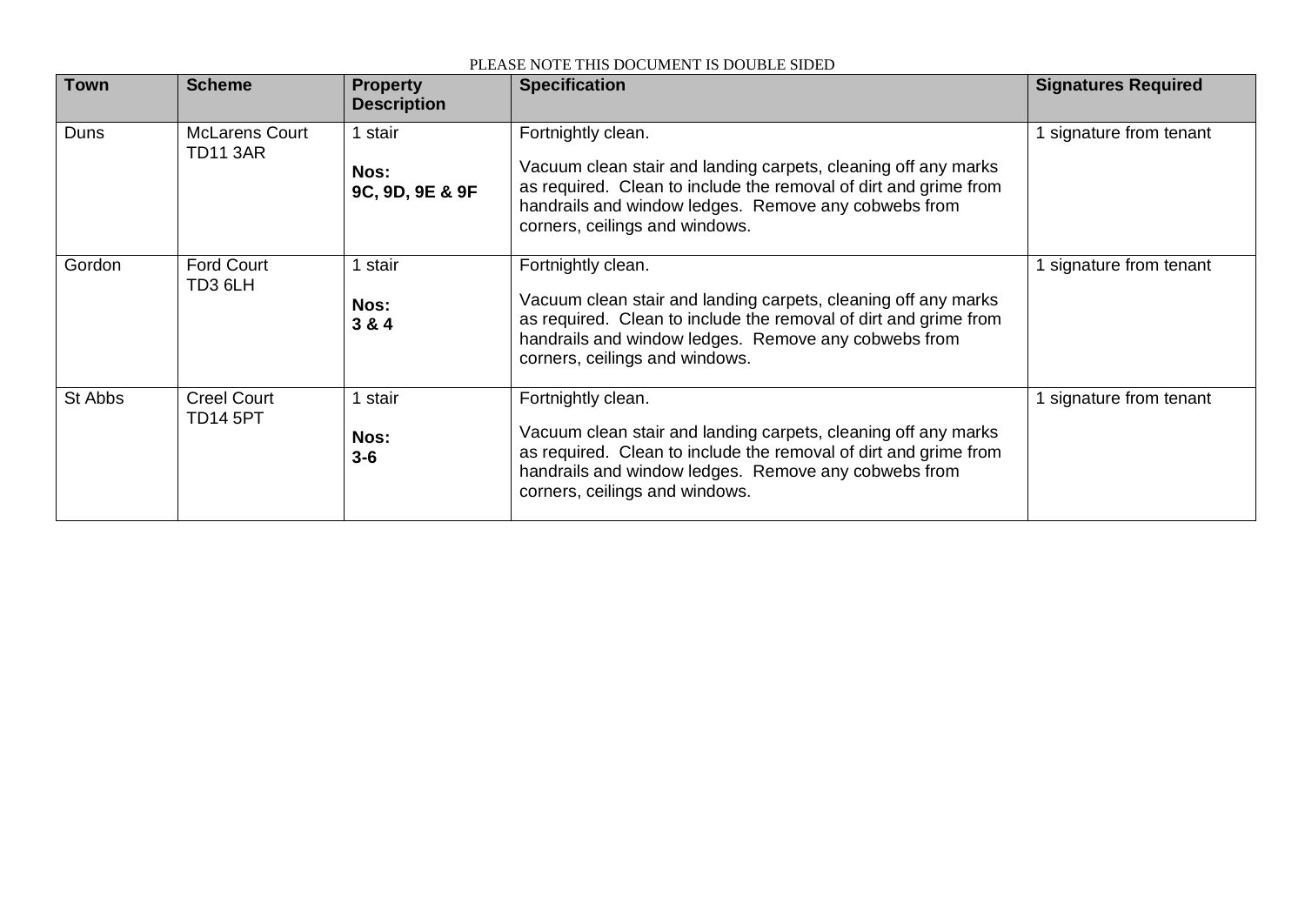PLEASE NOTE THIS DOCUMENT IS DOUBLE SIDED

| Town | Scheme | Property Description | Specification | Signatures Required |
| --- | --- | --- | --- | --- |
| Duns | McLarens Court TD11 3AR | 1 stair<br><br>**Nos:**<br>**9C, 9D, 9E & 9F** | Fortnightly clean.<br><br>Vacuum clean stair and landing carpets, cleaning off any marks as required. Clean to include the removal of dirt and grime from handrails and window ledges. Remove any cobwebs from corners, ceilings and windows. | 1 signature from tenant |
| Gordon | Ford Court TD3 6LH | 1 stair<br><br>**Nos:**<br>**3 & 4** | Fortnightly clean.<br><br>Vacuum clean stair and landing carpets, cleaning off any marks as required. Clean to include the removal of dirt and grime from handrails and window ledges. Remove any cobwebs from corners, ceilings and windows. | 1 signature from tenant |
| St Abbs | Creel Court TD14 5PT | 1 stair<br><br>**Nos:**<br>**3-6** | Fortnightly clean.<br><br>Vacuum clean stair and landing carpets, cleaning off any marks as required. Clean to include the removal of dirt and grime from handrails and window ledges. Remove any cobwebs from corners, ceilings and windows. | 1 signature from tenant |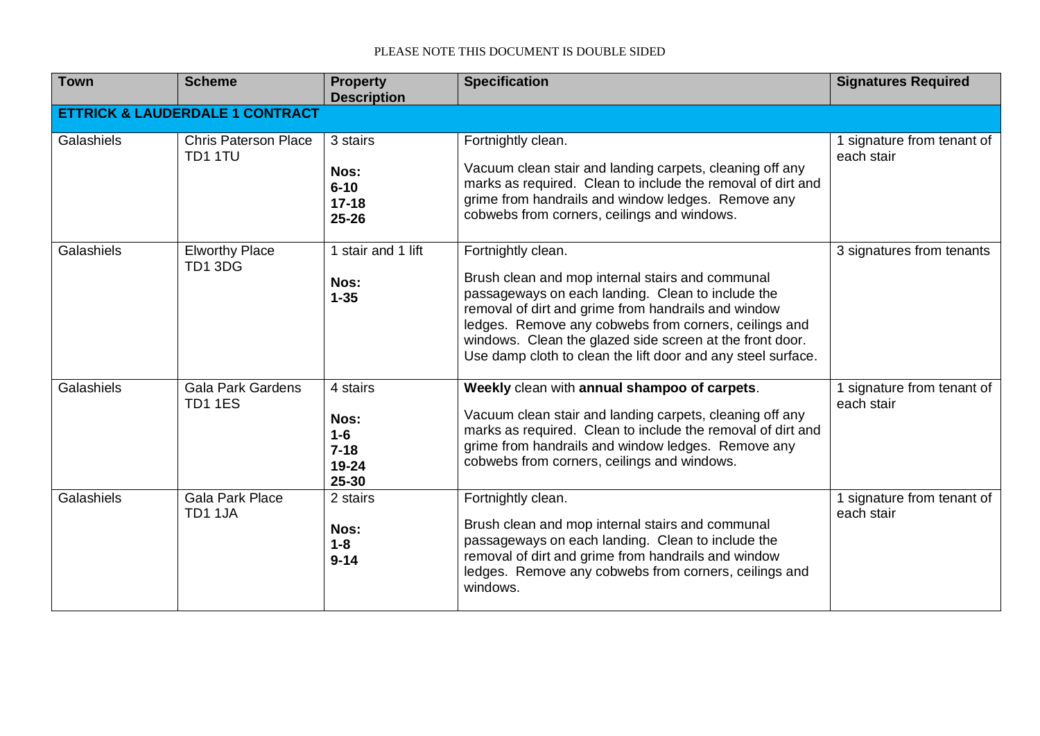PLEASE NOTE THIS DOCUMENT IS DOUBLE SIDED

| Town | Scheme | Property Description | Specification | Signatures Required |
|---|---|---|---|---|
| **ETTRICK & LAUDERDALE 1 CONTRACT** | | | | |
| Galashiels | Chris Paterson Place TD1 1TU | 3 stairs<br><br>**Nos:**<br>**6-10**<br>**17-18**<br>**25-26** | Fortnightly clean.<br><br>Vacuum clean stair and landing carpets, cleaning off any marks as required. Clean to include the removal of dirt and grime from handrails and window ledges. Remove any cobwebs from corners, ceilings and windows. | 1 signature from tenant of each stair |
| Galashiels | Elworthy Place TD1 3DG | 1 stair and 1 lift<br><br>**Nos:**<br>**1-35** | Fortnightly clean.<br><br>Brush clean and mop internal stairs and communal passageways on each landing. Clean to include the removal of dirt and grime from handrails and window ledges. Remove any cobwebs from corners, ceilings and windows. Clean the glazed side screen at the front door. Use damp cloth to clean the lift door and any steel surface. | 3 signatures from tenants |
| Galashiels | Gala Park Gardens TD1 1ES | 4 stairs<br><br>**Nos:**<br>**1-6**<br>**7-18**<br>**19-24**<br>**25-30** | **Weekly** clean with **annual shampoo of carpets**.<br><br>Vacuum clean stair and landing carpets, cleaning off any marks as required. Clean to include the removal of dirt and grime from handrails and window ledges. Remove any cobwebs from corners, ceilings and windows. | 1 signature from tenant of each stair |
| Galashiels | Gala Park Place TD1 1JA | 2 stairs<br><br>**Nos:**<br>**1-8**<br>**9-14** | Fortnightly clean.<br><br>Brush clean and mop internal stairs and communal passageways on each landing. Clean to include the removal of dirt and grime from handrails and window ledges. Remove any cobwebs from corners, ceilings and windows. | 1 signature from tenant of each stair |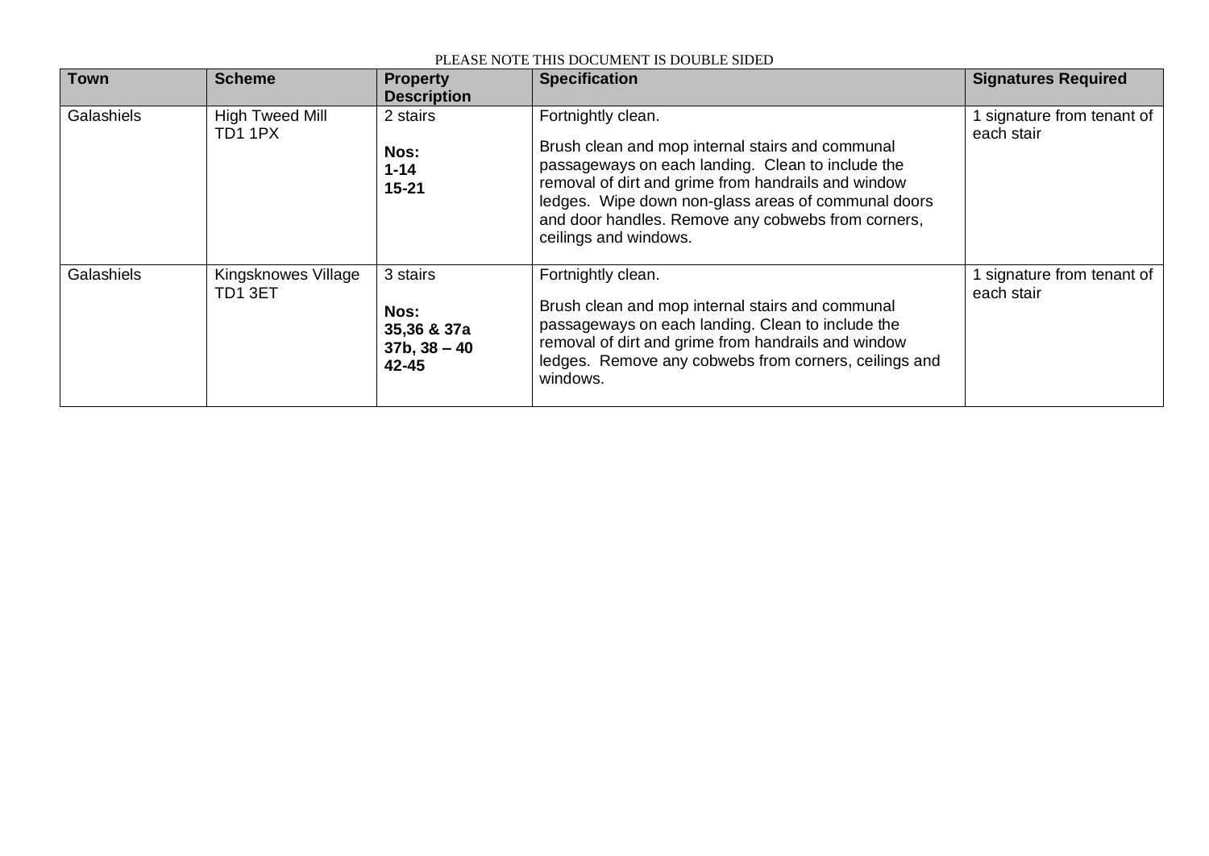PLEASE NOTE THIS DOCUMENT IS DOUBLE SIDED

| Town | Scheme | Property Description | Specification | Signatures Required |
|---|---|---|---|---|
| Galashiels | High Tweed Mill TD1 1PX | 2 stairs<br><br>**Nos:**<br>**1-14**<br>**15-21** | Fortnightly clean.<br><br>Brush clean and mop internal stairs and communal passageways on each landing. Clean to include the removal of dirt and grime from handrails and window ledges. Wipe down non-glass areas of communal doors and door handles. Remove any cobwebs from corners, ceilings and windows. | 1 signature from tenant of each stair |
| Galashiels | Kingsknowes Village TD1 3ET | 3 stairs<br><br>**Nos:**<br>**35,36 & 37a**<br>**37b, 38 – 40**<br>**42-45** | Fortnightly clean.<br><br>Brush clean and mop internal stairs and communal passageways on each landing. Clean to include the removal of dirt and grime from handrails and window ledges. Remove any cobwebs from corners, ceilings and windows. | 1 signature from tenant of each stair |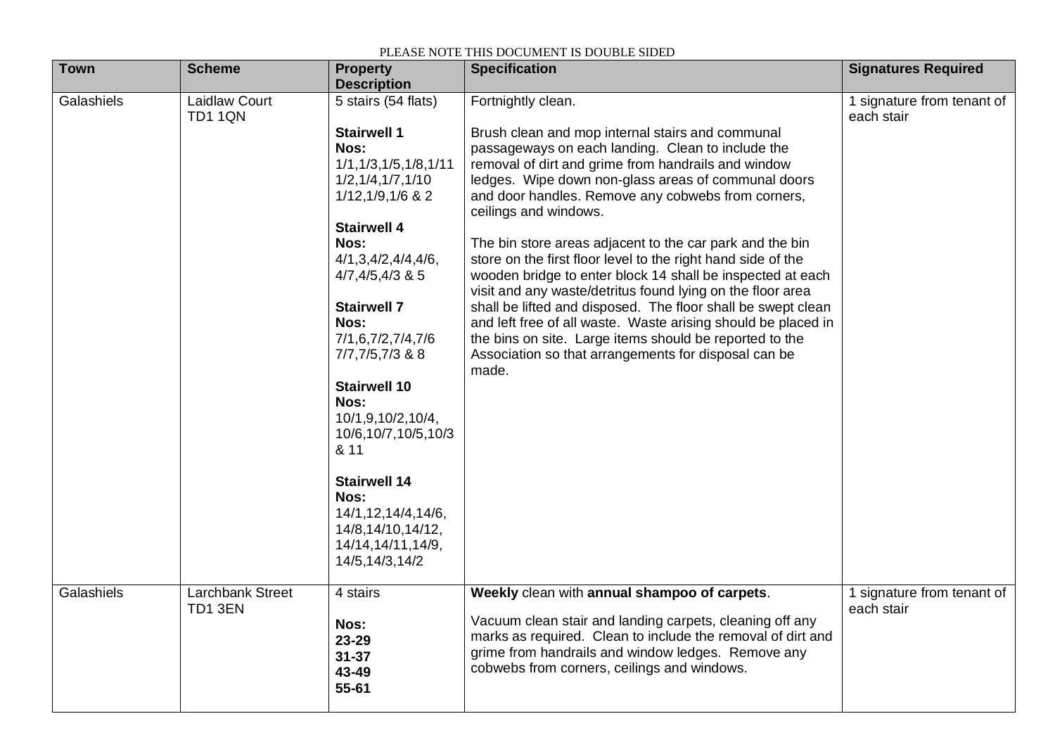PLEASE NOTE THIS DOCUMENT IS DOUBLE SIDED

| Town | Scheme | Property Description | Specification | Signatures Required |
| --- | --- | --- | --- | --- |
| Galashiels | Laidlaw Court TD1 1QN | 5 stairs (54 flats)<br><br>**Stairwell 1 Nos:** 1/1,1/3,1/5,1/8,1/11 1/2,1/4,1/7,1/10 1/12,1/9,1/6 & 2<br><br>**Stairwell 4 Nos:** 4/1,3,4/2,4/4,4/6, 4/7,4/5,4/3 & 5<br><br>**Stairwell 7 Nos:** 7/1,6,7/2,7/4,7/6 7/7,7/5,7/3 & 8<br><br>**Stairwell 10 Nos:** 10/1,9,10/2,10/4, 10/6,10/7,10/5,10/3 & 11<br><br>**Stairwell 14 Nos:** 14/1,12,14/4,14/6, 14/8,14/10,14/12, 14/14,14/11,14/9, 14/5,14/3,14/2 | Fortnightly clean.<br><br>Brush clean and mop internal stairs and communal passageways on each landing. Clean to include the removal of dirt and grime from handrails and window ledges. Wipe down non-glass areas of communal doors and door handles. Remove any cobwebs from corners, ceilings and windows.<br><br>The bin store areas adjacent to the car park and the bin store on the first floor level to the right hand side of the wooden bridge to enter block 14 shall be inspected at each visit and any waste/detritus found lying on the floor area shall be lifted and disposed. The floor shall be swept clean and left free of all waste. Waste arising should be placed in the bins on site. Large items should be reported to the Association so that arrangements for disposal can be made. | 1 signature from tenant of each stair |
| Galashiels | Larchbank Street TD1 3EN | 4 stairs<br><br>**Nos:**<br>**23-29**<br>**31-37**<br>**43-49**<br>**55-61** | **Weekly** clean with **annual shampoo of carpets**.<br><br>Vacuum clean stair and landing carpets, cleaning off any marks as required. Clean to include the removal of dirt and grime from handrails and window ledges. Remove any cobwebs from corners, ceilings and windows. | 1 signature from tenant of each stair |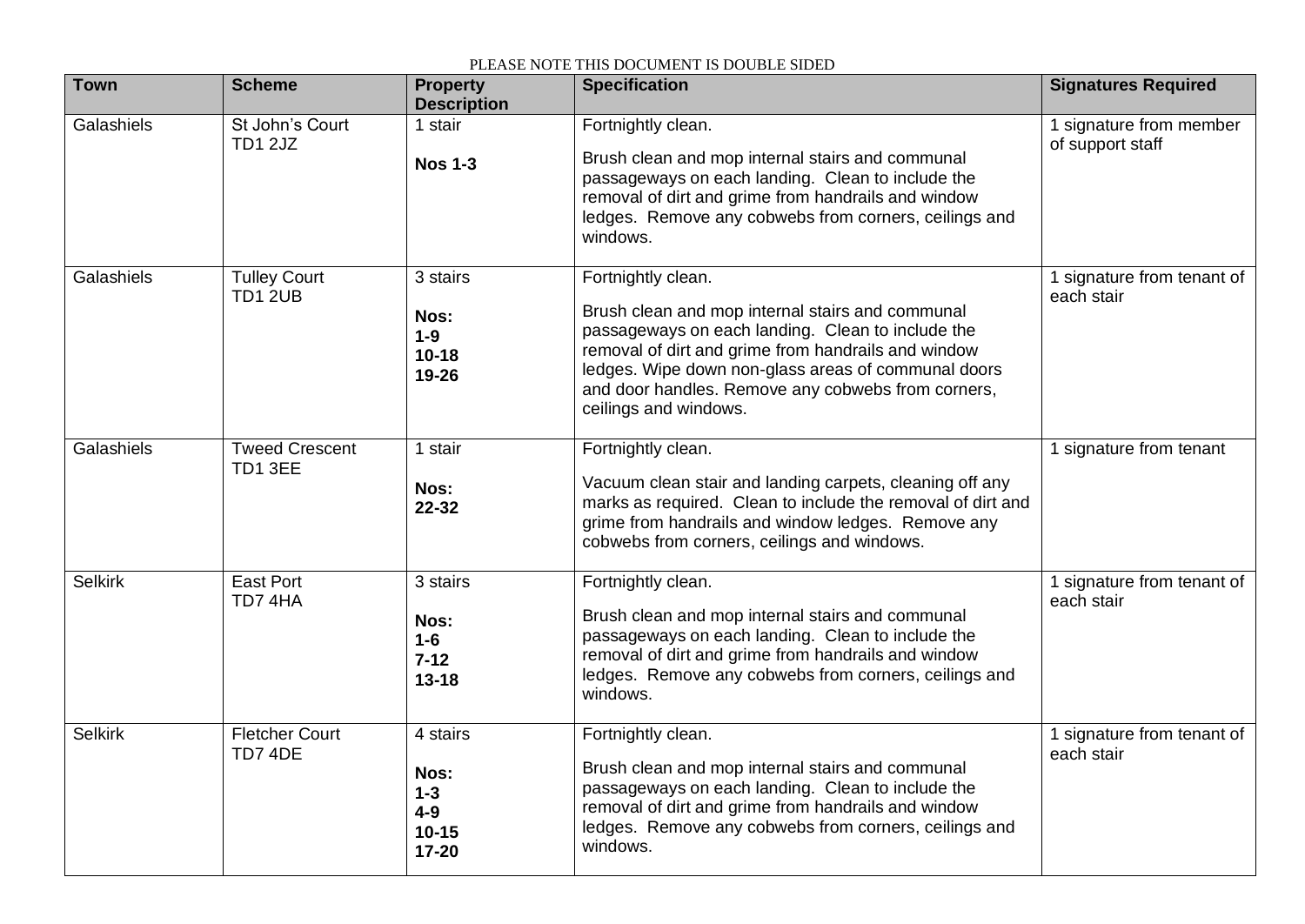PLEASE NOTE THIS DOCUMENT IS DOUBLE SIDED

| Town | Scheme | Property Description | Specification | Signatures Required |
|---|---|---|---|---|
| Galashiels | St John's Court TD1 2JZ | 1 stair<br><br>**Nos 1-3** | Fortnightly clean.<br><br>Brush clean and mop internal stairs and communal passageways on each landing. Clean to include the removal of dirt and grime from handrails and window ledges. Remove any cobwebs from corners, ceilings and windows. | 1 signature from member of support staff |
| Galashiels | Tulley Court TD1 2UB | 3 stairs<br><br>**Nos:**<br>**1-9**<br>**10-18**<br>**19-26** | Fortnightly clean.<br><br>Brush clean and mop internal stairs and communal passageways on each landing. Clean to include the removal of dirt and grime from handrails and window ledges. Wipe down non-glass areas of communal doors and door handles. Remove any cobwebs from corners, ceilings and windows. | 1 signature from tenant of each stair |
| Galashiels | Tweed Crescent TD1 3EE | 1 stair<br><br>**Nos:**<br>**22-32** | Fortnightly clean.<br><br>Vacuum clean stair and landing carpets, cleaning off any marks as required. Clean to include the removal of dirt and grime from handrails and window ledges. Remove any cobwebs from corners, ceilings and windows. | 1 signature from tenant |
| Selkirk | East Port TD7 4HA | 3 stairs<br><br>**Nos:**<br>**1-6**<br>**7-12**<br>**13-18** | Fortnightly clean.<br><br>Brush clean and mop internal stairs and communal passageways on each landing. Clean to include the removal of dirt and grime from handrails and window ledges. Remove any cobwebs from corners, ceilings and windows. | 1 signature from tenant of each stair |
| Selkirk | Fletcher Court TD7 4DE | 4 stairs<br><br>**Nos:**<br>**1-3**<br>**4-9**<br>**10-15**<br>**17-20** | Fortnightly clean.<br><br>Brush clean and mop internal stairs and communal passageways on each landing. Clean to include the removal of dirt and grime from handrails and window ledges. Remove any cobwebs from corners, ceilings and windows. | 1 signature from tenant of each stair |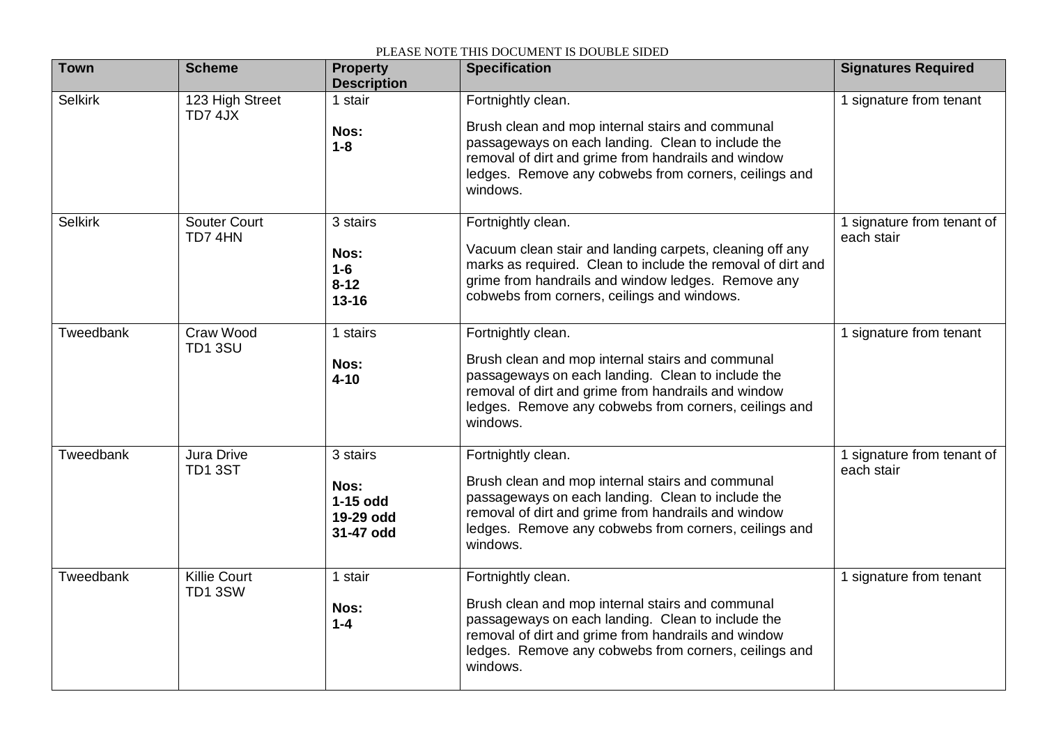PLEASE NOTE THIS DOCUMENT IS DOUBLE SIDED

| Town | Scheme | Property Description | Specification | Signatures Required |
| --- | --- | --- | --- | --- |
| Selkirk | 123 High Street TD7 4JX | 1 stair<br><br>**Nos:**<br>**1-8** | Fortnightly clean.<br><br>Brush clean and mop internal stairs and communal passageways on each landing. Clean to include the removal of dirt and grime from handrails and window ledges. Remove any cobwebs from corners, ceilings and windows. | 1 signature from tenant |
| Selkirk | Souter Court TD7 4HN | 3 stairs<br><br>**Nos:**<br>**1-6**<br>**8-12**<br>**13-16** | Fortnightly clean.<br><br>Vacuum clean stair and landing carpets, cleaning off any marks as required. Clean to include the removal of dirt and grime from handrails and window ledges. Remove any cobwebs from corners, ceilings and windows. | 1 signature from tenant of each stair |
| Tweedbank | Craw Wood TD1 3SU | 1 stairs<br><br>**Nos:**<br>**4-10** | Fortnightly clean.<br><br>Brush clean and mop internal stairs and communal passageways on each landing. Clean to include the removal of dirt and grime from handrails and window ledges. Remove any cobwebs from corners, ceilings and windows. | 1 signature from tenant |
| Tweedbank | Jura Drive TD1 3ST | 3 stairs<br><br>**Nos:**<br>**1-15 odd**<br>**19-29 odd**<br>**31-47 odd** | Fortnightly clean.<br><br>Brush clean and mop internal stairs and communal passageways on each landing. Clean to include the removal of dirt and grime from handrails and window ledges. Remove any cobwebs from corners, ceilings and windows. | 1 signature from tenant of each stair |
| Tweedbank | Killie Court TD1 3SW | 1 stair<br><br>**Nos:**<br>**1-4** | Fortnightly clean.<br><br>Brush clean and mop internal stairs and communal passageways on each landing. Clean to include the removal of dirt and grime from handrails and window ledges. Remove any cobwebs from corners, ceilings and windows. | 1 signature from tenant |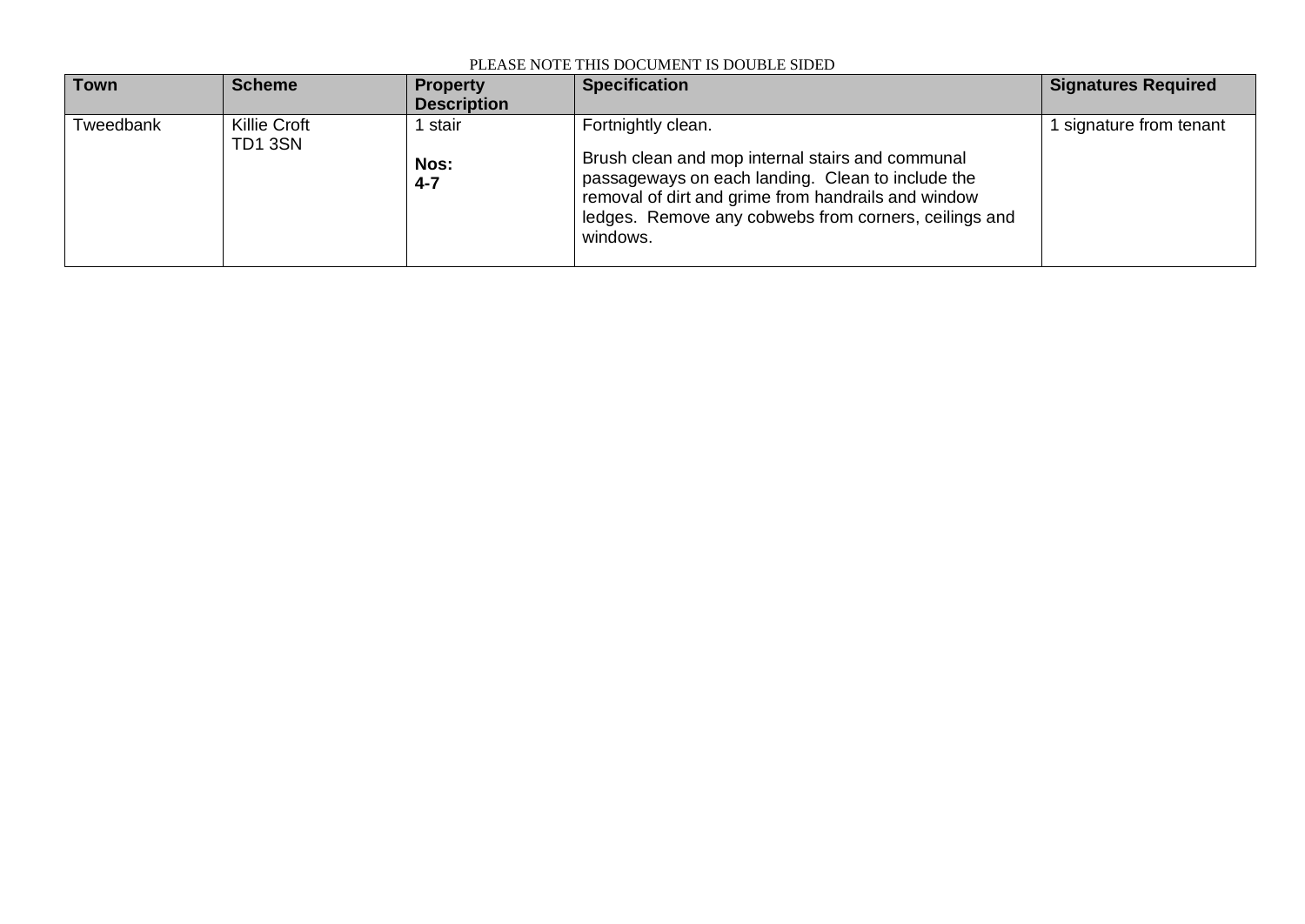PLEASE NOTE THIS DOCUMENT IS DOUBLE SIDED

| Town | Scheme | Property Description | Specification | Signatures Required |
| --- | --- | --- | --- | --- |
| Tweedbank | Killie Croft<br>TD1 3SN | 1 stair<br><br>**Nos:**<br>**4-7** | Fortnightly clean.<br><br>Brush clean and mop internal stairs and communal passageways on each landing. Clean to include the removal of dirt and grime from handrails and window ledges. Remove any cobwebs from corners, ceilings and windows. | 1 signature from tenant |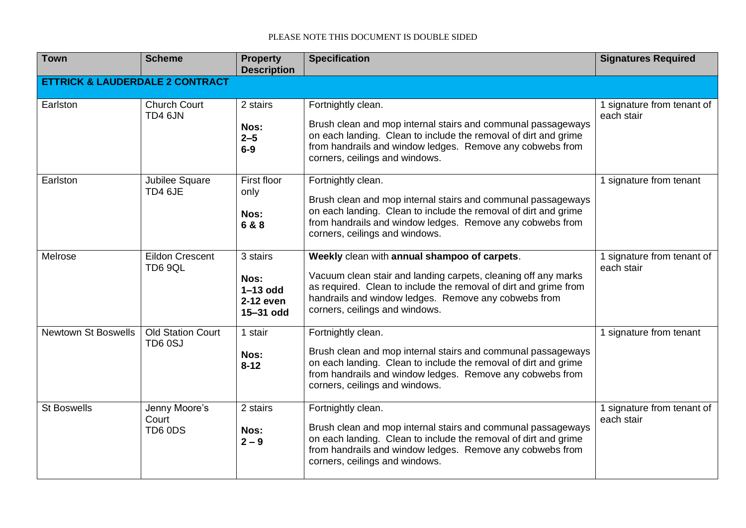PLEASE NOTE THIS DOCUMENT IS DOUBLE SIDED

| Town | Scheme | Property Description | Specification | Signatures Required |
|---|---|---|---|---|
| **ETTRICK & LAUDERDALE 2 CONTRACT** | | | | |
| Earlston | Church Court TD4 6JN | 2 stairs<br><br>**Nos:**<br>**2–5**<br>**6-9** | Fortnightly clean.<br><br>Brush clean and mop internal stairs and communal passageways on each landing. Clean to include the removal of dirt and grime from handrails and window ledges. Remove any cobwebs from corners, ceilings and windows. | 1 signature from tenant of each stair |
| Earlston | Jubilee Square TD4 6JE | First floor only<br><br>**Nos:**<br>**6 & 8** | Fortnightly clean.<br><br>Brush clean and mop internal stairs and communal passageways on each landing. Clean to include the removal of dirt and grime from handrails and window ledges. Remove any cobwebs from corners, ceilings and windows. | 1 signature from tenant |
| Melrose | Eildon Crescent TD6 9QL | 3 stairs<br><br>**Nos:**<br>**1–13 odd**<br>**2-12 even**<br>**15–31 odd** | **Weekly** clean with **annual shampoo of carpets**.<br><br>Vacuum clean stair and landing carpets, cleaning off any marks as required. Clean to include the removal of dirt and grime from handrails and window ledges. Remove any cobwebs from corners, ceilings and windows. | 1 signature from tenant of each stair |
| Newtown St Boswells | Old Station Court TD6 0SJ | 1 stair<br><br>**Nos:**<br>**8-12** | Fortnightly clean.<br><br>Brush clean and mop internal stairs and communal passageways on each landing. Clean to include the removal of dirt and grime from handrails and window ledges. Remove any cobwebs from corners, ceilings and windows. | 1 signature from tenant |
| St Boswells | Jenny Moore's Court TD6 0DS | 2 stairs<br><br>**Nos:**<br>**2 – 9** | Fortnightly clean.<br><br>Brush clean and mop internal stairs and communal passageways on each landing. Clean to include the removal of dirt and grime from handrails and window ledges. Remove any cobwebs from corners, ceilings and windows. | 1 signature from tenant of each stair |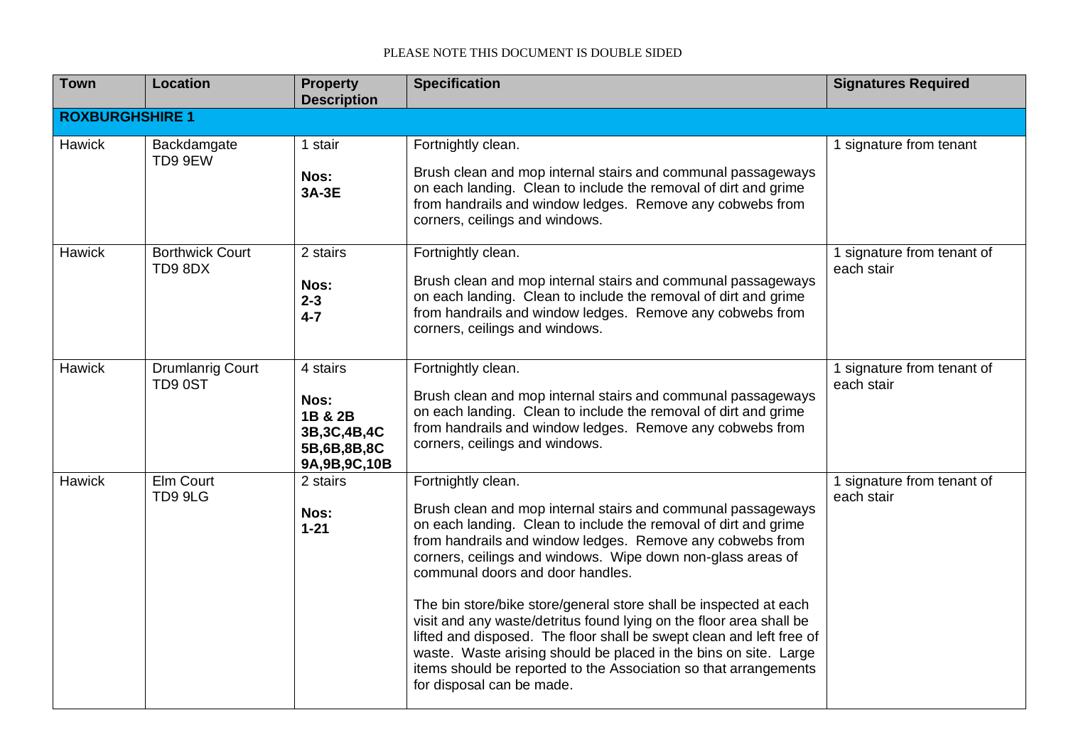PLEASE NOTE THIS DOCUMENT IS DOUBLE SIDED

| Town | Location | Property Description | Specification | Signatures Required |
|---|---|---|---|---|
| **ROXBURGHSHIRE 1** | | | | |
| Hawick | Backdamgate TD9 9EW | 1 stair<br><br>**Nos:**<br>**3A-3E** | Fortnightly clean.<br><br>Brush clean and mop internal stairs and communal passageways on each landing. Clean to include the removal of dirt and grime from handrails and window ledges. Remove any cobwebs from corners, ceilings and windows. | 1 signature from tenant |
| Hawick | Borthwick Court TD9 8DX | 2 stairs<br><br>**Nos:**<br>**2-3**<br>**4-7** | Fortnightly clean.<br><br>Brush clean and mop internal stairs and communal passageways on each landing. Clean to include the removal of dirt and grime from handrails and window ledges. Remove any cobwebs from corners, ceilings and windows. | 1 signature from tenant of each stair |
| Hawick | Drumlanrig Court TD9 0ST | 4 stairs<br><br>**Nos:**<br>**1B & 2B**<br>**3B,3C,4B,4C**<br>**5B,6B,8B,8C**<br>**9A,9B,9C,10B** | Fortnightly clean.<br><br>Brush clean and mop internal stairs and communal passageways on each landing. Clean to include the removal of dirt and grime from handrails and window ledges. Remove any cobwebs from corners, ceilings and windows. | 1 signature from tenant of each stair |
| Hawick | Elm Court TD9 9LG | 2 stairs<br><br>**Nos:**<br>**1-21** | Fortnightly clean.<br><br>Brush clean and mop internal stairs and communal passageways on each landing. Clean to include the removal of dirt and grime from handrails and window ledges. Remove any cobwebs from corners, ceilings and windows. Wipe down non-glass areas of communal doors and door handles.<br><br>The bin store/bike store/general store shall be inspected at each visit and any waste/detritus found lying on the floor area shall be lifted and disposed. The floor shall be swept clean and left free of waste. Waste arising should be placed in the bins on site. Large items should be reported to the Association so that arrangements for disposal can be made. | 1 signature from tenant of each stair |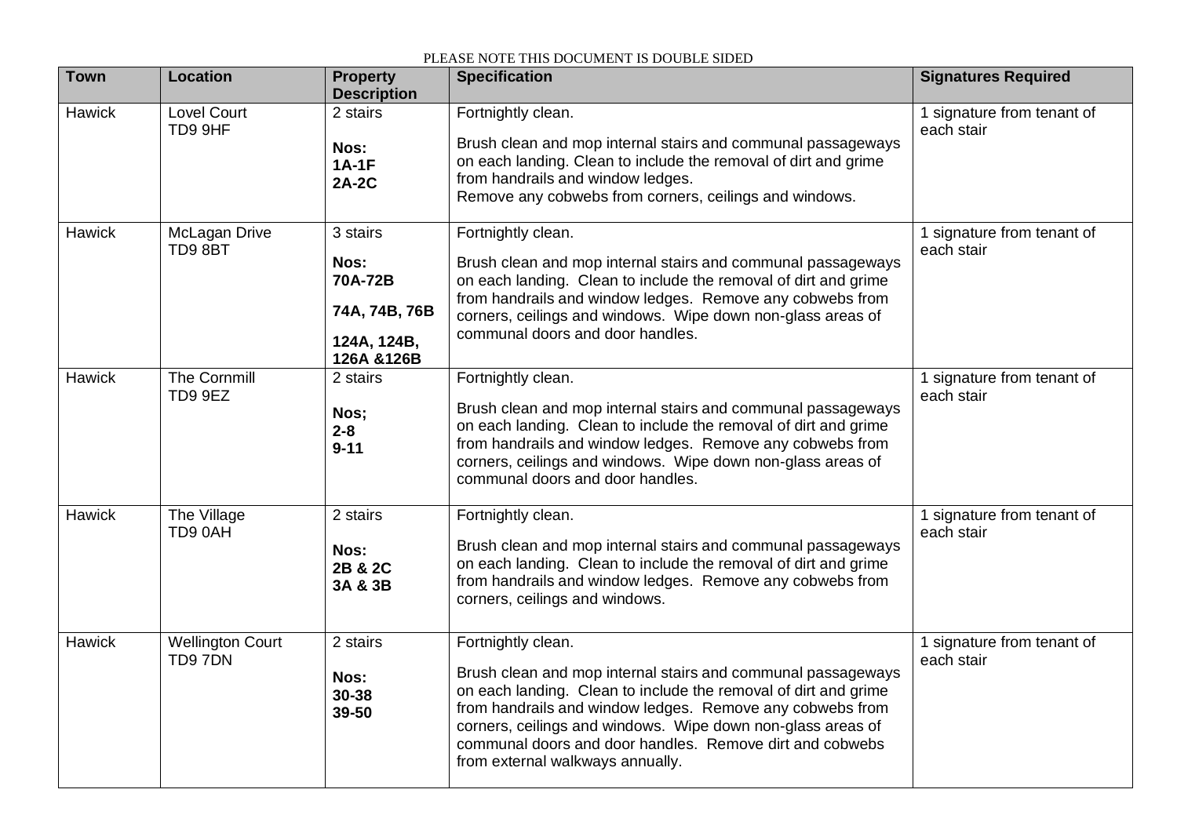PLEASE NOTE THIS DOCUMENT IS DOUBLE SIDED

| Town | Location | Property Description | Specification | Signatures Required |
|---|---|---|---|---|
| Hawick | Lovel Court<br>TD9 9HF | 2 stairs<br><br>**Nos:**<br>**1A-1F**<br>**2A-2C** | Fortnightly clean.<br><br>Brush clean and mop internal stairs and communal passageways on each landing. Clean to include the removal of dirt and grime from handrails and window ledges.<br>Remove any cobwebs from corners, ceilings and windows. | 1 signature from tenant of each stair |
| Hawick | McLagan Drive<br>TD9 8BT | 3 stairs<br><br>**Nos:**<br>**70A-72B**<br><br>**74A, 74B, 76B**<br><br>**124A, 124B, 126A &126B** | Fortnightly clean.<br><br>Brush clean and mop internal stairs and communal passageways on each landing. Clean to include the removal of dirt and grime from handrails and window ledges. Remove any cobwebs from corners, ceilings and windows. Wipe down non-glass areas of communal doors and door handles. | 1 signature from tenant of each stair |
| Hawick | The Cornmill<br>TD9 9EZ | 2 stairs<br><br>**Nos;**<br>**2-8**<br>**9-11** | Fortnightly clean.<br><br>Brush clean and mop internal stairs and communal passageways on each landing. Clean to include the removal of dirt and grime from handrails and window ledges. Remove any cobwebs from corners, ceilings and windows. Wipe down non-glass areas of communal doors and door handles. | 1 signature from tenant of each stair |
| Hawick | The Village<br>TD9 0AH | 2 stairs<br><br>**Nos:**<br>**2B & 2C**<br>**3A & 3B** | Fortnightly clean.<br><br>Brush clean and mop internal stairs and communal passageways on each landing. Clean to include the removal of dirt and grime from handrails and window ledges. Remove any cobwebs from corners, ceilings and windows. | 1 signature from tenant of each stair |
| Hawick | Wellington Court<br>TD9 7DN | 2 stairs<br><br>**Nos:**<br>**30-38**<br>**39-50** | Fortnightly clean.<br><br>Brush clean and mop internal stairs and communal passageways on each landing. Clean to include the removal of dirt and grime from handrails and window ledges. Remove any cobwebs from corners, ceilings and windows. Wipe down non-glass areas of communal doors and door handles. Remove dirt and cobwebs from external walkways annually. | 1 signature from tenant of each stair |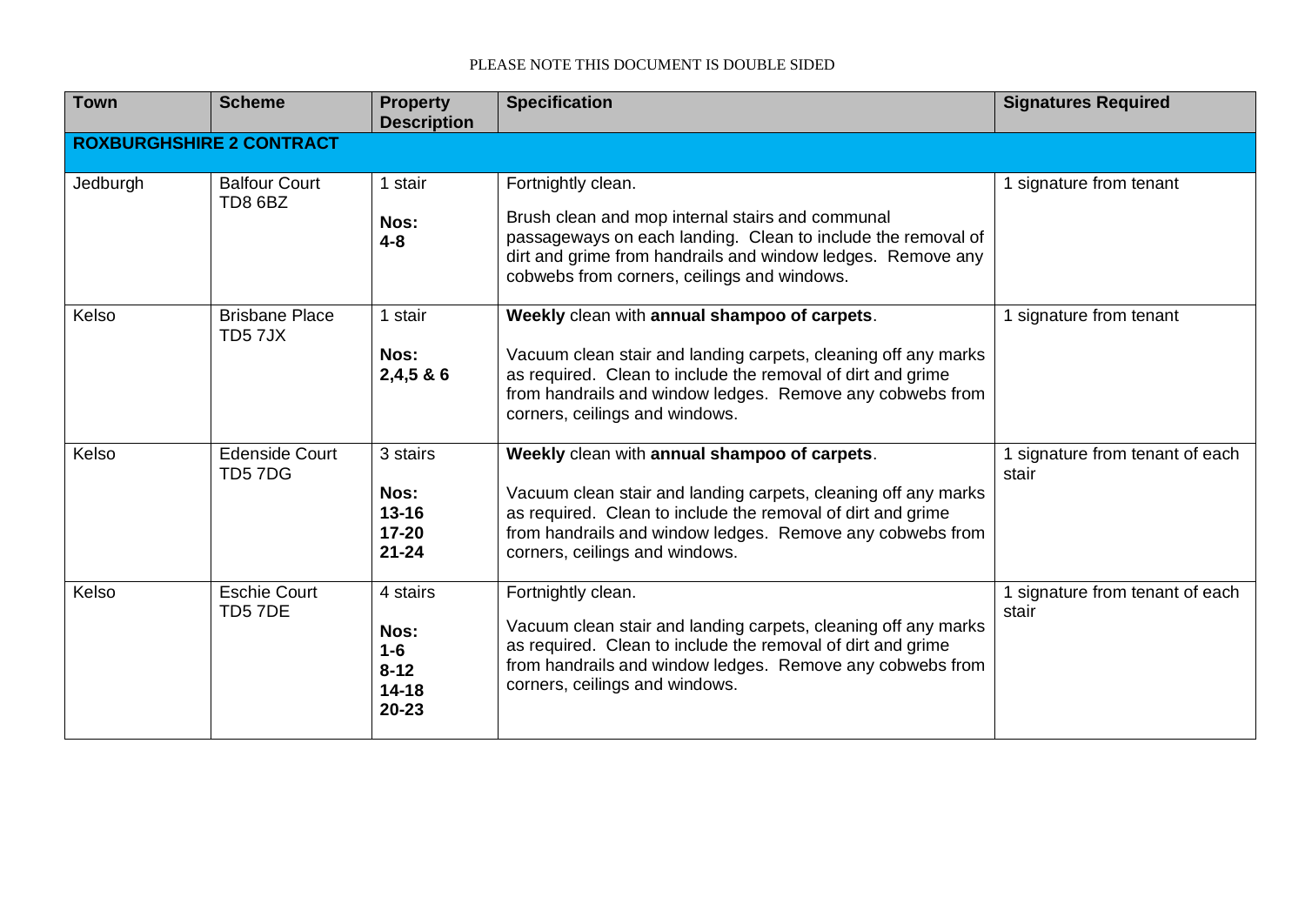PLEASE NOTE THIS DOCUMENT IS DOUBLE SIDED

| Town | Scheme | Property Description | Specification | Signatures Required |
|---|---|---|---|---|
| **ROXBURGHSHIRE 2 CONTRACT** | | | | |
| Jedburgh | Balfour Court TD8 6BZ | 1 stair<br><br>**Nos:**<br>**4-8** | Fortnightly clean.<br><br>Brush clean and mop internal stairs and communal passageways on each landing. Clean to include the removal of dirt and grime from handrails and window ledges. Remove any cobwebs from corners, ceilings and windows. | 1 signature from tenant |
| Kelso | Brisbane Place TD5 7JX | 1 stair<br><br>**Nos:**<br>**2,4,5 & 6** | **Weekly** clean with **annual shampoo of carpets**.<br><br>Vacuum clean stair and landing carpets, cleaning off any marks as required. Clean to include the removal of dirt and grime from handrails and window ledges. Remove any cobwebs from corners, ceilings and windows. | 1 signature from tenant |
| Kelso | Edenside Court TD5 7DG | 3 stairs<br><br>**Nos:**<br>**13-16**<br>**17-20**<br>**21-24** | **Weekly** clean with **annual shampoo of carpets**.<br><br>Vacuum clean stair and landing carpets, cleaning off any marks as required. Clean to include the removal of dirt and grime from handrails and window ledges. Remove any cobwebs from corners, ceilings and windows. | 1 signature from tenant of each stair |
| Kelso | Eschie Court TD5 7DE | 4 stairs<br><br>**Nos:**<br>**1-6**<br>**8-12**<br>**14-18**<br>**20-23** | Fortnightly clean.<br><br>Vacuum clean stair and landing carpets, cleaning off any marks as required. Clean to include the removal of dirt and grime from handrails and window ledges. Remove any cobwebs from corners, ceilings and windows. | 1 signature from tenant of each stair |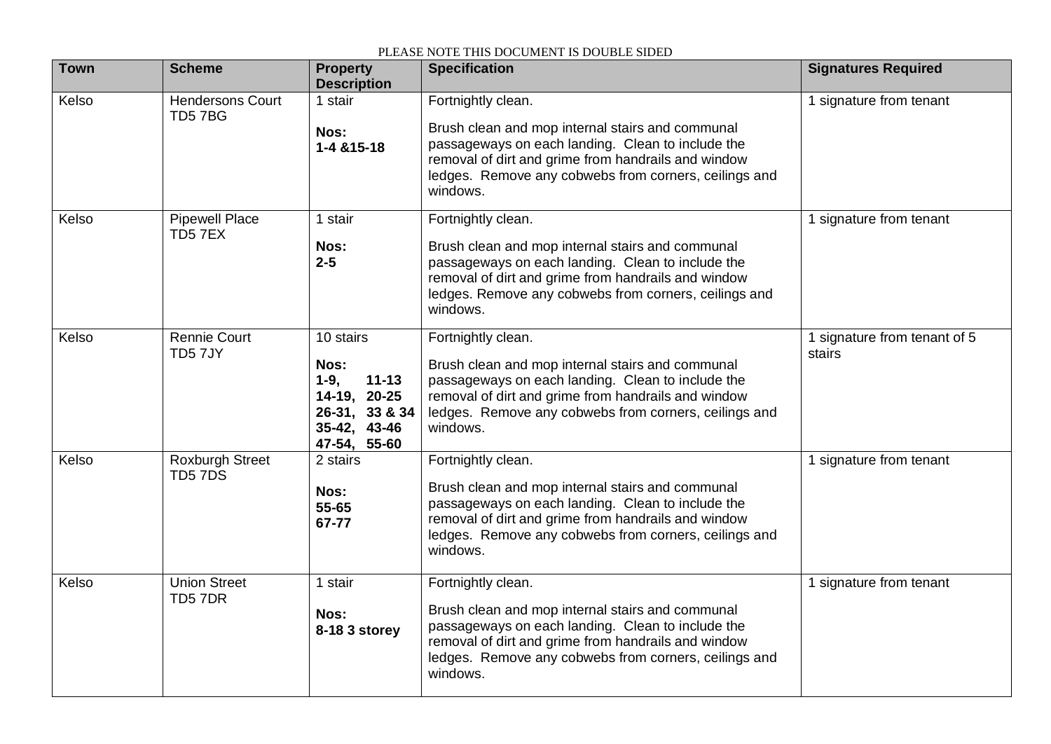PLEASE NOTE THIS DOCUMENT IS DOUBLE SIDED

| Town | Scheme | Property Description | Specification | Signatures Required |
|---|---|---|---|---|
| Kelso | Hendersons Court TD5 7BG | 1 stair<br><br>**Nos:**<br>**1-4 &15-18** | Fortnightly clean.<br><br>Brush clean and mop internal stairs and communal passageways on each landing. Clean to include the removal of dirt and grime from handrails and window ledges. Remove any cobwebs from corners, ceilings and windows. | 1 signature from tenant |
| Kelso | Pipewell Place TD5 7EX | 1 stair<br><br>**Nos:**<br>**2-5** | Fortnightly clean.<br><br>Brush clean and mop internal stairs and communal passageways on each landing. Clean to include the removal of dirt and grime from handrails and window ledges. Remove any cobwebs from corners, ceilings and windows. | 1 signature from tenant |
| Kelso | Rennie Court TD5 7JY | 10 stairs<br><br>**Nos:**<br>**1-9, 11-13**<br>**14-19, 20-25**<br>**26-31, 33 & 34**<br>**35-42, 43-46**<br>**47-54, 55-60** | Fortnightly clean.<br><br>Brush clean and mop internal stairs and communal passageways on each landing. Clean to include the removal of dirt and grime from handrails and window ledges. Remove any cobwebs from corners, ceilings and windows. | 1 signature from tenant of 5 stairs |
| Kelso | Roxburgh Street TD5 7DS | 2 stairs<br><br>**Nos:**<br>**55-65**<br>**67-77** | Fortnightly clean.<br><br>Brush clean and mop internal stairs and communal passageways on each landing. Clean to include the removal of dirt and grime from handrails and window ledges. Remove any cobwebs from corners, ceilings and windows. | 1 signature from tenant |
| Kelso | Union Street TD5 7DR | 1 stair<br><br>**Nos:**<br>**8-18 3 storey** | Fortnightly clean.<br><br>Brush clean and mop internal stairs and communal passageways on each landing. Clean to include the removal of dirt and grime from handrails and window ledges. Remove any cobwebs from corners, ceilings and windows. | 1 signature from tenant |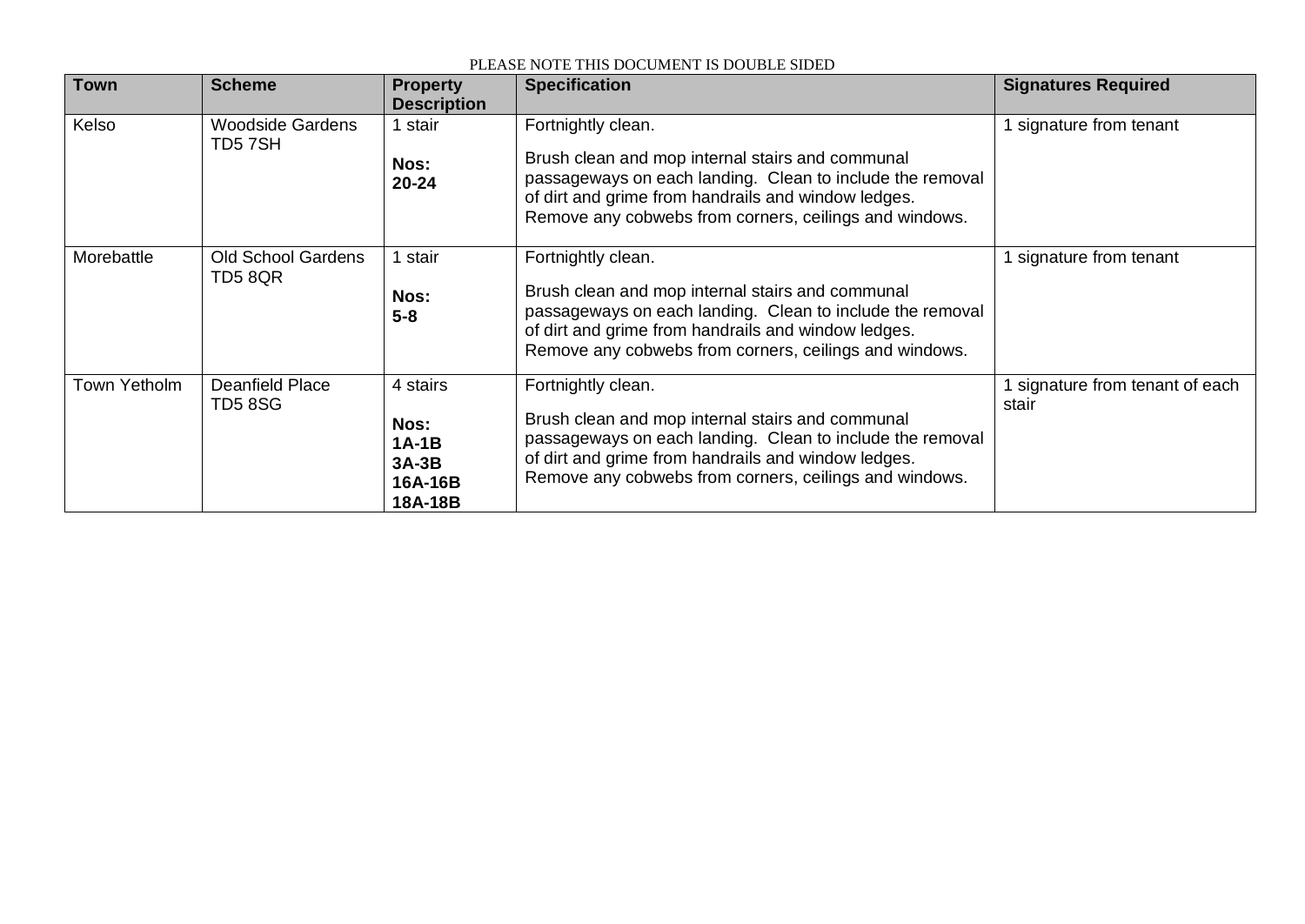PLEASE NOTE THIS DOCUMENT IS DOUBLE SIDED

| Town | Scheme | Property Description | Specification | Signatures Required |
|---|---|---|---|---|
| Kelso | Woodside Gardens TD5 7SH | 1 stair<br><br>**Nos:**<br>**20-24** | Fortnightly clean.<br><br>Brush clean and mop internal stairs and communal passageways on each landing. Clean to include the removal of dirt and grime from handrails and window ledges. Remove any cobwebs from corners, ceilings and windows. | 1 signature from tenant |
| Morebattle | Old School Gardens TD5 8QR | 1 stair<br><br>**Nos:**<br>**5-8** | Fortnightly clean.<br><br>Brush clean and mop internal stairs and communal passageways on each landing. Clean to include the removal of dirt and grime from handrails and window ledges. Remove any cobwebs from corners, ceilings and windows. | 1 signature from tenant |
| Town Yetholm | Deanfield Place TD5 8SG | 4 stairs<br><br>**Nos:**<br>**1A-1B**<br>**3A-3B**<br>**16A-16B**<br>**18A-18B** | Fortnightly clean.<br><br>Brush clean and mop internal stairs and communal passageways on each landing. Clean to include the removal of dirt and grime from handrails and window ledges. Remove any cobwebs from corners, ceilings and windows. | 1 signature from tenant of each stair |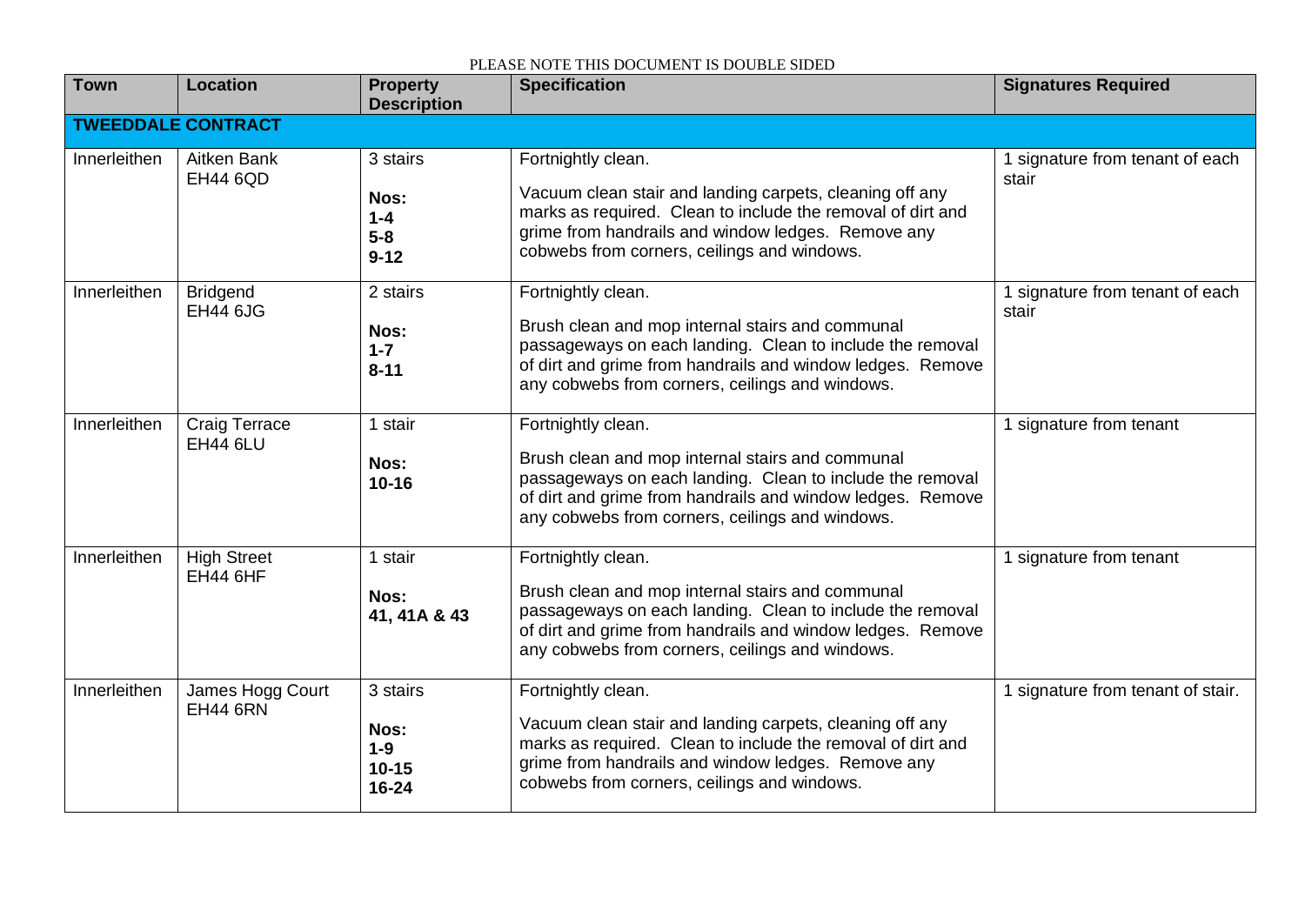PLEASE NOTE THIS DOCUMENT IS DOUBLE SIDED

| Town | Location | Property Description | Specification | Signatures Required |
|---|---|---|---|---|
| **TWEEDDALE CONTRACT** | | | | |
| Innerleithen | Aitken Bank EH44 6QD | 3 stairs<br><br>**Nos:**<br>**1-4**<br>**5-8**<br>**9-12** | Fortnightly clean.<br><br>Vacuum clean stair and landing carpets, cleaning off any marks as required. Clean to include the removal of dirt and grime from handrails and window ledges. Remove any cobwebs from corners, ceilings and windows. | 1 signature from tenant of each stair |
| Innerleithen | Bridgend EH44 6JG | 2 stairs<br><br>**Nos:**<br>**1-7**<br>**8-11** | Fortnightly clean.<br><br>Brush clean and mop internal stairs and communal passageways on each landing. Clean to include the removal of dirt and grime from handrails and window ledges. Remove any cobwebs from corners, ceilings and windows. | 1 signature from tenant of each stair |
| Innerleithen | Craig Terrace EH44 6LU | 1 stair<br><br>**Nos:**<br>**10-16** | Fortnightly clean.<br><br>Brush clean and mop internal stairs and communal passageways on each landing. Clean to include the removal of dirt and grime from handrails and window ledges. Remove any cobwebs from corners, ceilings and windows. | 1 signature from tenant |
| Innerleithen | High Street EH44 6HF | 1 stair<br><br>**Nos:**<br>**41, 41A & 43** | Fortnightly clean.<br><br>Brush clean and mop internal stairs and communal passageways on each landing. Clean to include the removal of dirt and grime from handrails and window ledges. Remove any cobwebs from corners, ceilings and windows. | 1 signature from tenant |
| Innerleithen | James Hogg Court EH44 6RN | 3 stairs<br><br>**Nos:**<br>**1-9**<br>**10-15**<br>**16-24** | Fortnightly clean.<br><br>Vacuum clean stair and landing carpets, cleaning off any marks as required. Clean to include the removal of dirt and grime from handrails and window ledges. Remove any cobwebs from corners, ceilings and windows. | 1 signature from tenant of stair. |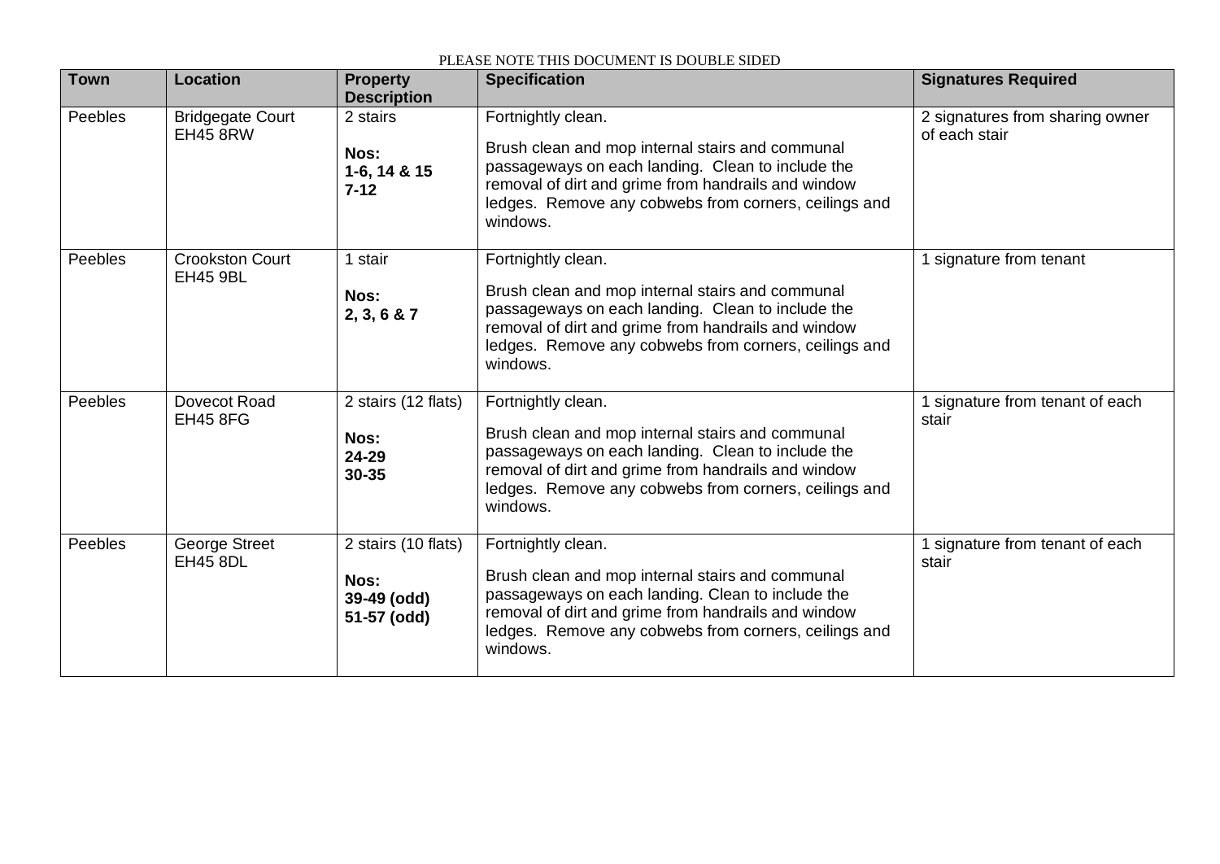PLEASE NOTE THIS DOCUMENT IS DOUBLE SIDED

| Town | Location | Property Description | Specification | Signatures Required |
| --- | --- | --- | --- | --- |
| Peebles | Bridgegate Court EH45 8RW | 2 stairs<br><br>**Nos:**<br>**1-6, 14 & 15**<br>**7-12** | Fortnightly clean.<br><br>Brush clean and mop internal stairs and communal passageways on each landing. Clean to include the removal of dirt and grime from handrails and window ledges. Remove any cobwebs from corners, ceilings and windows. | 2 signatures from sharing owner of each stair |
| Peebles | Crookston Court EH45 9BL | 1 stair<br><br>**Nos:**<br>**2, 3, 6 & 7** | Fortnightly clean.<br><br>Brush clean and mop internal stairs and communal passageways on each landing. Clean to include the removal of dirt and grime from handrails and window ledges. Remove any cobwebs from corners, ceilings and windows. | 1 signature from tenant |
| Peebles | Dovecot Road EH45 8FG | 2 stairs (12 flats)<br><br>**Nos:**<br>**24-29**<br>**30-35** | Fortnightly clean.<br><br>Brush clean and mop internal stairs and communal passageways on each landing. Clean to include the removal of dirt and grime from handrails and window ledges. Remove any cobwebs from corners, ceilings and windows. | 1 signature from tenant of each stair |
| Peebles | George Street EH45 8DL | 2 stairs (10 flats)<br><br>**Nos:**<br>**39-49 (odd)**<br>**51-57 (odd)** | Fortnightly clean.<br><br>Brush clean and mop internal stairs and communal passageways on each landing. Clean to include the removal of dirt and grime from handrails and window ledges. Remove any cobwebs from corners, ceilings and windows. | 1 signature from tenant of each stair |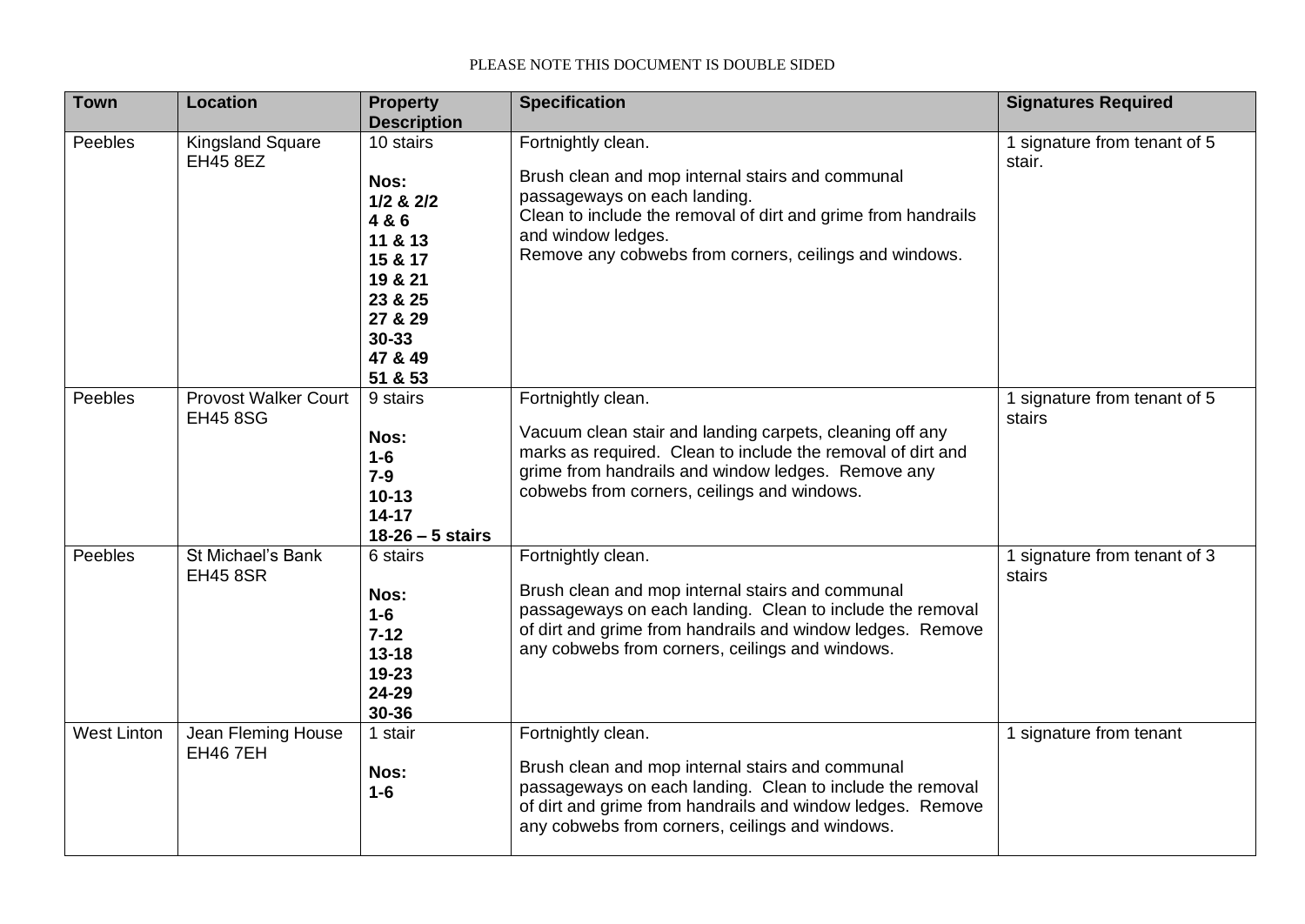PLEASE NOTE THIS DOCUMENT IS DOUBLE SIDED

| Town | Location | Property Description | Specification | Signatures Required |
|---|---|---|---|---|
| Peebles | Kingsland Square EH45 8EZ | 10 stairs<br><br>**Nos:**<br>**1/2 & 2/2**<br>**4 & 6**<br>**11 & 13**<br>**15 & 17**<br>**19 & 21**<br>**23 & 25**<br>**27 & 29**<br>**30-33**<br>**47 & 49**<br>**51 & 53** | Fortnightly clean.<br><br>Brush clean and mop internal stairs and communal passageways on each landing.<br>Clean to include the removal of dirt and grime from handrails and window ledges.<br>Remove any cobwebs from corners, ceilings and windows. | 1 signature from tenant of 5 stair. |
| Peebles | Provost Walker Court EH45 8SG | 9 stairs<br><br>**Nos:**<br>**1-6**<br>**7-9**<br>**10-13**<br>**14-17**<br>**18-26 – 5 stairs** | Fortnightly clean.<br><br>Vacuum clean stair and landing carpets, cleaning off any marks as required. Clean to include the removal of dirt and grime from handrails and window ledges. Remove any cobwebs from corners, ceilings and windows. | 1 signature from tenant of 5 stairs |
| Peebles | St Michael's Bank EH45 8SR | 6 stairs<br><br>**Nos:**<br>**1-6**<br>**7-12**<br>**13-18**<br>**19-23**<br>**24-29**<br>**30-36** | Fortnightly clean.<br><br>Brush clean and mop internal stairs and communal passageways on each landing. Clean to include the removal of dirt and grime from handrails and window ledges. Remove any cobwebs from corners, ceilings and windows. | 1 signature from tenant of 3 stairs |
| West Linton | Jean Fleming House EH46 7EH | 1 stair<br><br>**Nos:**<br>**1-6** | Fortnightly clean.<br><br>Brush clean and mop internal stairs and communal passageways on each landing. Clean to include the removal of dirt and grime from handrails and window ledges. Remove any cobwebs from corners, ceilings and windows. | 1 signature from tenant |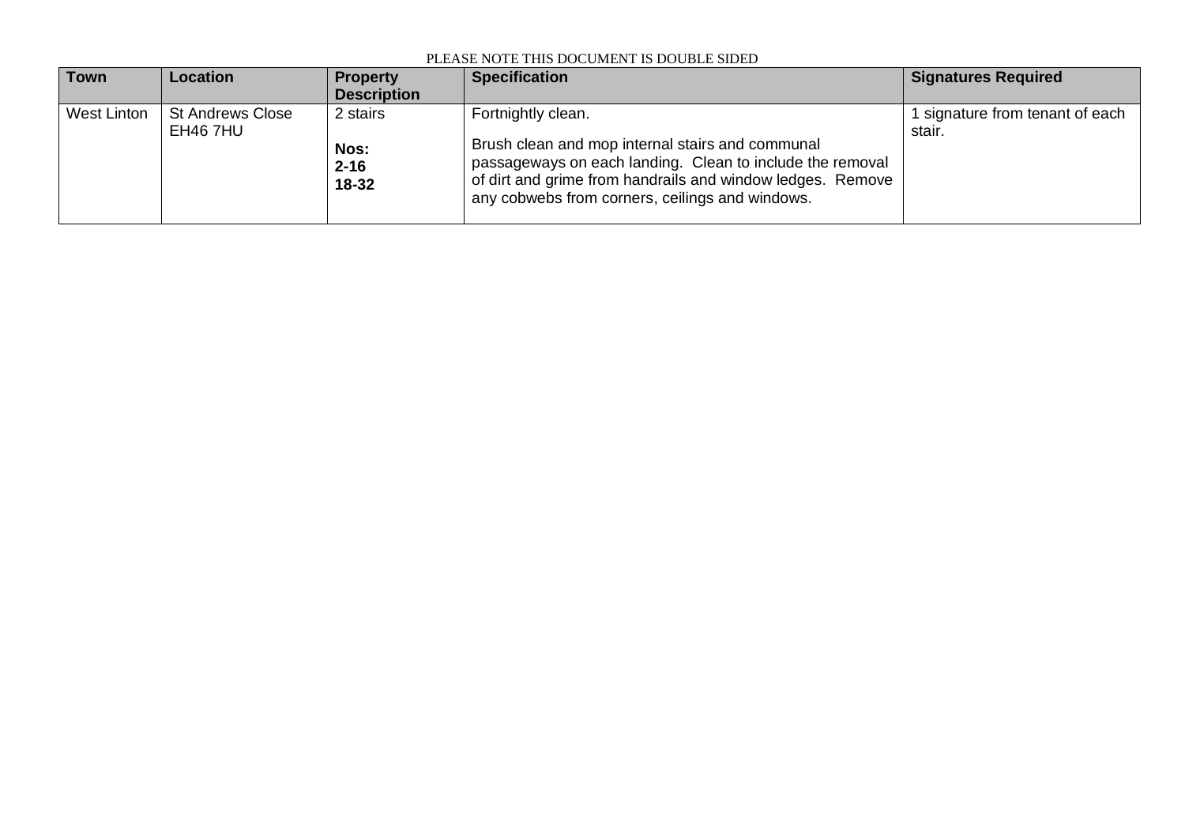PLEASE NOTE THIS DOCUMENT IS DOUBLE SIDED

| Town | Location | Property Description | Specification | Signatures Required |
|---|---|---|---|---|
| West Linton | St Andrews Close EH46 7HU | 2 stairs<br><br>**Nos:**<br>**2-16**<br>**18-32** | Fortnightly clean.<br><br>Brush clean and mop internal stairs and communal passageways on each landing. Clean to include the removal of dirt and grime from handrails and window ledges. Remove any cobwebs from corners, ceilings and windows. | 1 signature from tenant of each stair. |